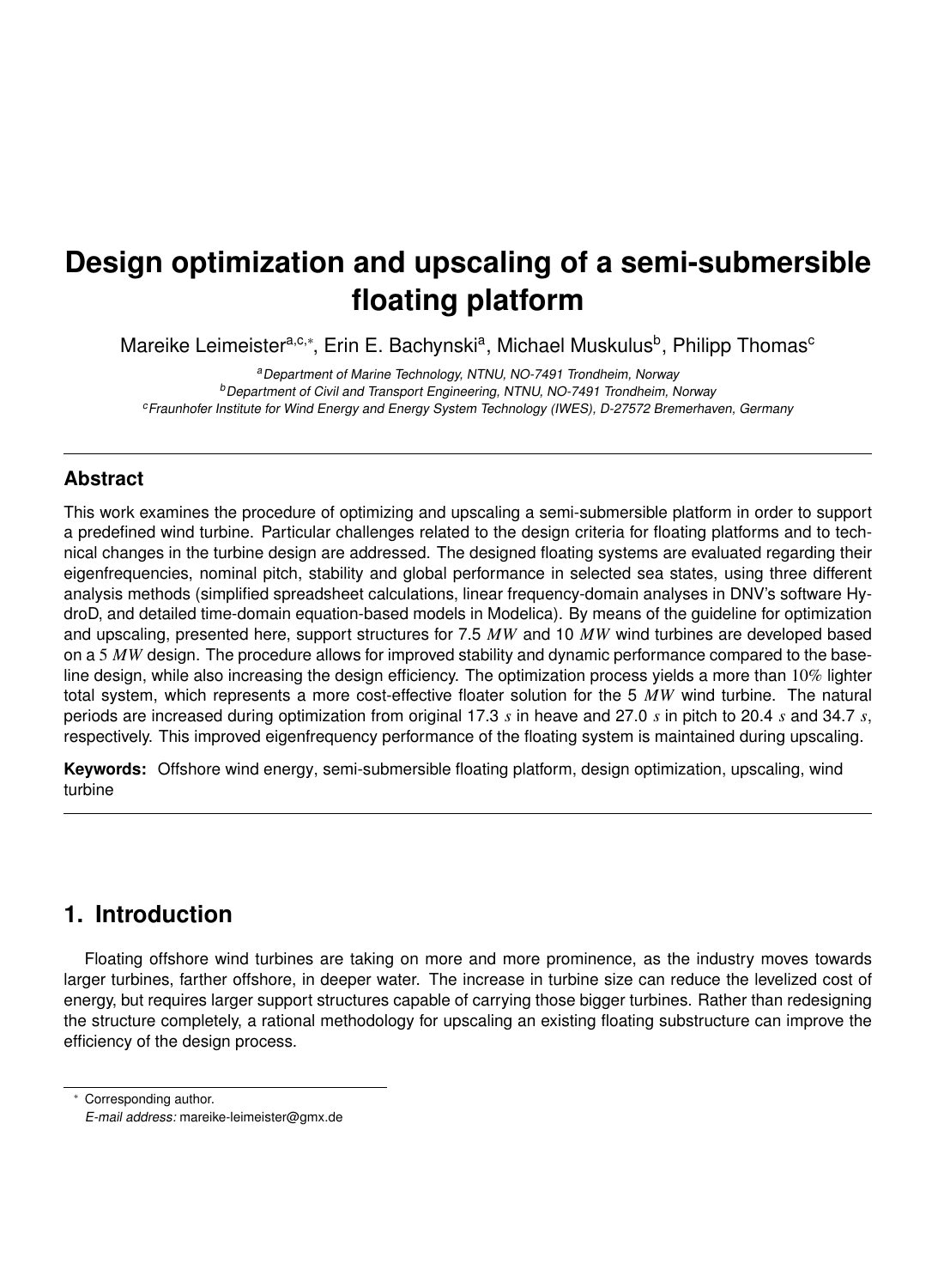# Design optimization and upscaling of a semi-submersible floating platform

Mareike Leimeister[a,c,*], Erin E. Bachynski[a], Michael Muskulus[b], Philipp Thomas[c]

[a] *Department of Marine Technology, NTNU, NO-7491 Trondheim, Norway*
[b] *Department of Civil and Transport Engineering, NTNU, NO-7491 Trondheim, Norway*
[c] *Fraunhofer Institute for Wind Energy and Energy System Technology (IWES), D-27572 Bremerhaven, Germany*

---

## Abstract

This work examines the procedure of optimizing and upscaling a semi-submersible platform in order to support a predefined wind turbine. Particular challenges related to the design criteria for floating platforms and to technical changes in the turbine design are addressed. The designed floating systems are evaluated regarding their eigenfrequencies, nominal pitch, stability and global performance in selected sea states, using three different analysis methods (simplified spreadsheet calculations, linear frequency-domain analyses in DNV's software HydroD, and detailed time-domain equation-based models in Modelica). By means of the guideline for optimization and upscaling, presented here, support structures for 7.5 $MW$ and 10 $MW$ wind turbines are developed based on a 5 $MW$ design. The procedure allows for improved stability and dynamic performance compared to the baseline design, while also increasing the design efficiency. The optimization process yields a more than $10\%$ lighter total system, which represents a more cost-effective floater solution for the 5 $MW$ wind turbine. The natural periods are increased during optimization from original 17.3 $s$ in heave and 27.0 $s$ in pitch to 20.4 $s$ and 34.7 $s$, respectively. This improved eigenfrequency performance of the floating system is maintained during upscaling.

**Keywords:** Offshore wind energy, semi-submersible floating platform, design optimization, upscaling, wind turbine

---

## 1. Introduction

Floating offshore wind turbines are taking on more and more prominence, as the industry moves towards larger turbines, farther offshore, in deeper water. The increase in turbine size can reduce the levelized cost of energy, but requires larger support structures capable of carrying those bigger turbines. Rather than redesigning the structure completely, a rational methodology for upscaling an existing floating substructure can improve the efficiency of the design process.

---

* Corresponding author.
*E-mail address:* mareike-leimeister@gmx.de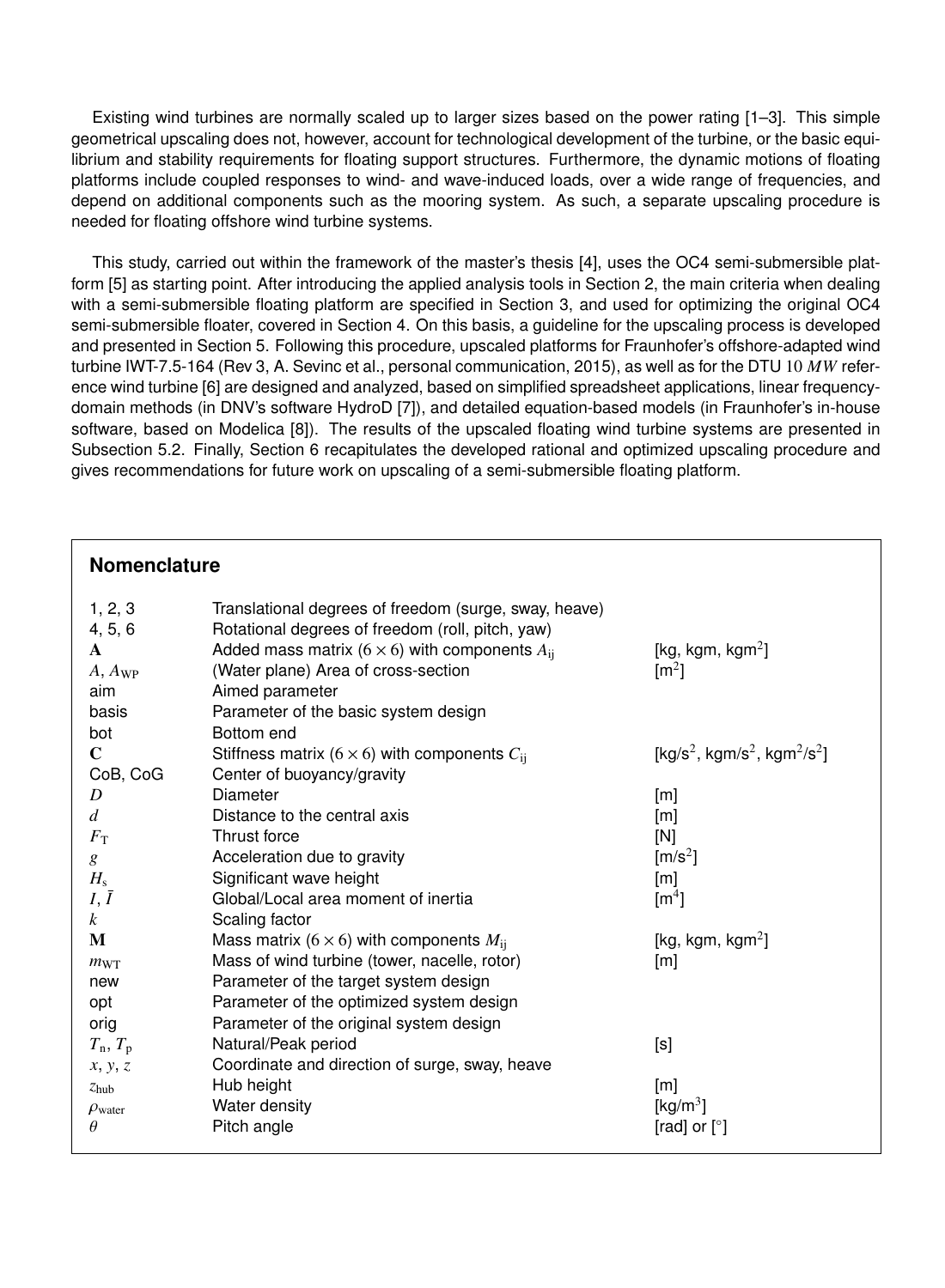Existing wind turbines are normally scaled up to larger sizes based on the power rating [1–3]. This simple geometrical upscaling does not, however, account for technological development of the turbine, or the basic equilibrium and stability requirements for floating support structures. Furthermore, the dynamic motions of floating platforms include coupled responses to wind- and wave-induced loads, over a wide range of frequencies, and depend on additional components such as the mooring system. As such, a separate upscaling procedure is needed for floating offshore wind turbine systems.

This study, carried out within the framework of the master's thesis [4], uses the OC4 semi-submersible platform [5] as starting point. After introducing the applied analysis tools in Section 2, the main criteria when dealing with a semi-submersible floating platform are specified in Section 3, and used for optimizing the original OC4 semi-submersible floater, covered in Section 4. On this basis, a guideline for the upscaling process is developed and presented in Section 5. Following this procedure, upscaled platforms for Fraunhofer's offshore-adapted wind turbine IWT-7.5-164 (Rev 3, A. Sevinc et al., personal communication, 2015), as well as for the DTU $10\ MW$ reference wind turbine [6] are designed and analyzed, based on simplified spreadsheet applications, linear frequency-domain methods (in DNV's software HydroD [7]), and detailed equation-based models (in Fraunhofer's in-house software, based on Modelica [8]). The results of the upscaled floating wind turbine systems are presented in Subsection 5.2. Finally, Section 6 recapitulates the developed rational and optimized upscaling procedure and gives recommendations for future work on upscaling of a semi-submersible floating platform.

## Nomenclature

| | | |
|---|---|---|
| 1, 2, 3 | Translational degrees of freedom (surge, sway, heave) | |
| 4, 5, 6 | Rotational degrees of freedom (roll, pitch, yaw) | |
| $\mathbf{A}$ | Added mass matrix ($6 \times 6$) with components $A_{ij}$ | [kg, kgm, kgm$^2$] |
| $A$, $A_{WP}$ | (Water plane) Area of cross-section | [m$^2$] |
| aim | Aimed parameter | |
| basis | Parameter of the basic system design | |
| bot | Bottom end | |
| $\mathbf{C}$ | Stiffness matrix ($6 \times 6$) with components $C_{ij}$ | [kg/s$^2$, kgm/s$^2$, kgm$^2$/s$^2$] |
| CoB, CoG | Center of buoyancy/gravity | |
| $D$ | Diameter | [m] |
| $d$ | Distance to the central axis | [m] |
| $F_T$ | Thrust force | [N] |
| $g$ | Acceleration due to gravity | [m/s$^2$] |
| $H_s$ | Significant wave height | [m] |
| $I$, $\bar{I}$ | Global/Local area moment of inertia | [m$^4$] |
| $k$ | Scaling factor | |
| $\mathbf{M}$ | Mass matrix ($6 \times 6$) with components $M_{ij}$ | [kg, kgm, kgm$^2$] |
| $m_{WT}$ | Mass of wind turbine (tower, nacelle, rotor) | [m] |
| new | Parameter of the target system design | |
| opt | Parameter of the optimized system design | |
| orig | Parameter of the original system design | |
| $T_n$, $T_p$ | Natural/Peak period | [s] |
| $x$, $y$, $z$ | Coordinate and direction of surge, sway, heave | |
| $z_{hub}$ | Hub height | [m] |
| $\rho_{water}$ | Water density | [kg/m$^3$] |
| $\theta$ | Pitch angle | [rad] or [°] |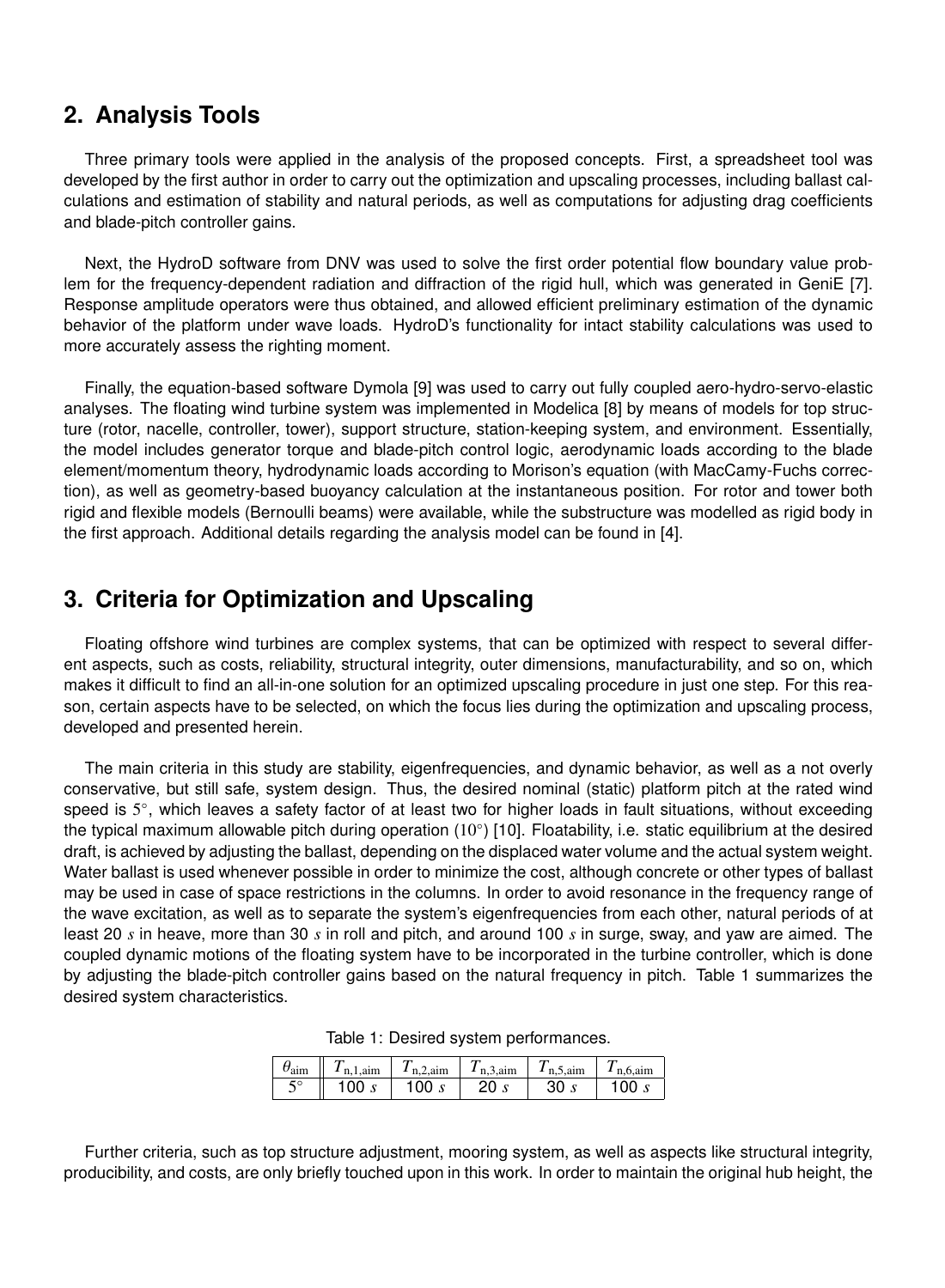## 2. Analysis Tools

Three primary tools were applied in the analysis of the proposed concepts. First, a spreadsheet tool was developed by the first author in order to carry out the optimization and upscaling processes, including ballast calculations and estimation of stability and natural periods, as well as computations for adjusting drag coefficients and blade-pitch controller gains.

Next, the HydroD software from DNV was used to solve the first order potential flow boundary value problem for the frequency-dependent radiation and diffraction of the rigid hull, which was generated in GeniE [7]. Response amplitude operators were thus obtained, and allowed efficient preliminary estimation of the dynamic behavior of the platform under wave loads. HydroD's functionality for intact stability calculations was used to more accurately assess the righting moment.

Finally, the equation-based software Dymola [9] was used to carry out fully coupled aero-hydro-servo-elastic analyses. The floating wind turbine system was implemented in Modelica [8] by means of models for top structure (rotor, nacelle, controller, tower), support structure, station-keeping system, and environment. Essentially, the model includes generator torque and blade-pitch control logic, aerodynamic loads according to the blade element/momentum theory, hydrodynamic loads according to Morison's equation (with MacCamy-Fuchs correction), as well as geometry-based buoyancy calculation at the instantaneous position. For rotor and tower both rigid and flexible models (Bernoulli beams) were available, while the substructure was modelled as rigid body in the first approach. Additional details regarding the analysis model can be found in [4].

## 3. Criteria for Optimization and Upscaling

Floating offshore wind turbines are complex systems, that can be optimized with respect to several different aspects, such as costs, reliability, structural integrity, outer dimensions, manufacturability, and so on, which makes it difficult to find an all-in-one solution for an optimized upscaling procedure in just one step. For this reason, certain aspects have to be selected, on which the focus lies during the optimization and upscaling process, developed and presented herein.

The main criteria in this study are stability, eigenfrequencies, and dynamic behavior, as well as a not overly conservative, but still safe, system design. Thus, the desired nominal (static) platform pitch at the rated wind speed is $5^{\circ}$, which leaves a safety factor of at least two for higher loads in fault situations, without exceeding the typical maximum allowable pitch during operation ($10^{\circ}$) [10]. Floatability, i.e. static equilibrium at the desired draft, is achieved by adjusting the ballast, depending on the displaced water volume and the actual system weight. Water ballast is used whenever possible in order to minimize the cost, although concrete or other types of ballast may be used in case of space restrictions in the columns. In order to avoid resonance in the frequency range of the wave excitation, as well as to separate the system's eigenfrequencies from each other, natural periods of at least 20 $s$ in heave, more than 30 $s$ in roll and pitch, and around 100 $s$ in surge, sway, and yaw are aimed. The coupled dynamic motions of the floating system have to be incorporated in the turbine controller, which is done by adjusting the blade-pitch controller gains based on the natural frequency in pitch. Table 1 summarizes the desired system characteristics.

Table 1: Desired system performances.

| $\theta_{\text{aim}}$ | $T_{\text{n,1,aim}}$ | $T_{\text{n,2,aim}}$ | $T_{\text{n,3,aim}}$ | $T_{\text{n,5,aim}}$ | $T_{\text{n,6,aim}}$ |
|---|---|---|---|---|---|
| $5^{\circ}$ | 100 $s$ | 100 $s$ | 20 $s$ | 30 $s$ | 100 $s$ |

Further criteria, such as top structure adjustment, mooring system, as well as aspects like structural integrity, producibility, and costs, are only briefly touched upon in this work. In order to maintain the original hub height, the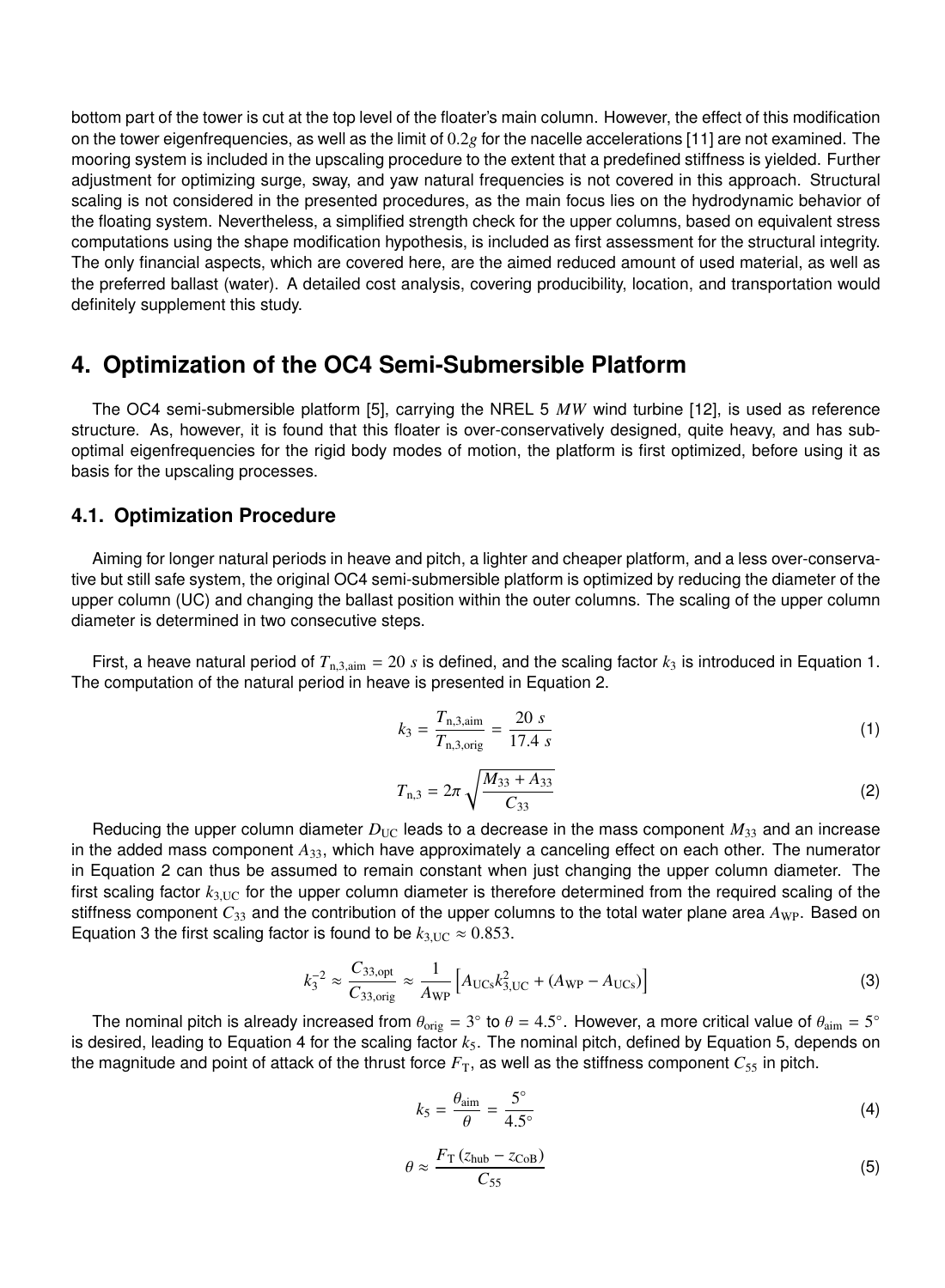bottom part of the tower is cut at the top level of the floater's main column. However, the effect of this modification on the tower eigenfrequencies, as well as the limit of $0.2g$ for the nacelle accelerations [11] are not examined. The mooring system is included in the upscaling procedure to the extent that a predefined stiffness is yielded. Further adjustment for optimizing surge, sway, and yaw natural frequencies is not covered in this approach. Structural scaling is not considered in the presented procedures, as the main focus lies on the hydrodynamic behavior of the floating system. Nevertheless, a simplified strength check for the upper columns, based on equivalent stress computations using the shape modification hypothesis, is included as first assessment for the structural integrity. The only financial aspects, which are covered here, are the aimed reduced amount of used material, as well as the preferred ballast (water). A detailed cost analysis, covering producibility, location, and transportation would definitely supplement this study.

## 4. Optimization of the OC4 Semi-Submersible Platform

The OC4 semi-submersible platform [5], carrying the NREL 5 $MW$ wind turbine [12], is used as reference structure. As, however, it is found that this floater is over-conservatively designed, quite heavy, and has sub-optimal eigenfrequencies for the rigid body modes of motion, the platform is first optimized, before using it as basis for the upscaling processes.

### 4.1. Optimization Procedure

Aiming for longer natural periods in heave and pitch, a lighter and cheaper platform, and a less over-conservative but still safe system, the original OC4 semi-submersible platform is optimized by reducing the diameter of the upper column (UC) and changing the ballast position within the outer columns. The scaling of the upper column diameter is determined in two consecutive steps.

First, a heave natural period of $T_{\mathrm{n,3,aim}} = 20\ s$ is defined, and the scaling factor $k_3$ is introduced in Equation 1. The computation of the natural period in heave is presented in Equation 2.

$$k_3 = \frac{T_{\mathrm{n,3,aim}}}{T_{\mathrm{n,3,orig}}} = \frac{20\ s}{17.4\ s} \tag{1}$$

$$T_{\mathrm{n,3}} = 2\pi \sqrt{\frac{M_{33} + A_{33}}{C_{33}}} \tag{2}$$

Reducing the upper column diameter $D_{\mathrm{UC}}$ leads to a decrease in the mass component $M_{33}$ and an increase in the added mass component $A_{33}$, which have approximately a canceling effect on each other. The numerator in Equation 2 can thus be assumed to remain constant when just changing the upper column diameter. The first scaling factor $k_{3,\mathrm{UC}}$ for the upper column diameter is therefore determined from the required scaling of the stiffness component $C_{33}$ and the contribution of the upper columns to the total water plane area $A_{\mathrm{WP}}$. Based on Equation 3 the first scaling factor is found to be $k_{3,\mathrm{UC}} \approx 0.853$.

$$k_3^{-2} \approx \frac{C_{33,\mathrm{opt}}}{C_{33,\mathrm{orig}}} \approx \frac{1}{A_{\mathrm{WP}}} \left[ A_{\mathrm{UCs}} k_{3,\mathrm{UC}}^2 + \left(A_{\mathrm{WP}} - A_{\mathrm{UCs}}\right) \right] \tag{3}$$

The nominal pitch is already increased from $\theta_{\mathrm{orig}} = 3^\circ$ to $\theta = 4.5^\circ$. However, a more critical value of $\theta_{\mathrm{aim}} = 5^\circ$ is desired, leading to Equation 4 for the scaling factor $k_5$. The nominal pitch, defined by Equation 5, depends on the magnitude and point of attack of the thrust force $F_{\mathrm{T}}$, as well as the stiffness component $C_{55}$ in pitch.

$$k_5 = \frac{\theta_{\mathrm{aim}}}{\theta} = \frac{5^\circ}{4.5^\circ} \tag{4}$$

$$\theta \approx \frac{F_{\mathrm{T}} \left(z_{\mathrm{hub}} - z_{\mathrm{CoB}}\right)}{C_{55}} \tag{5}$$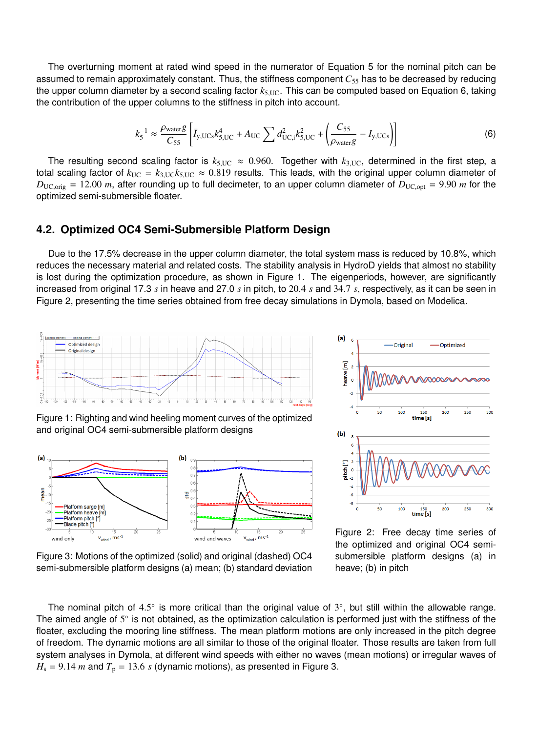The overturning moment at rated wind speed in the numerator of Equation 5 for the nominal pitch can be assumed to remain approximately constant. Thus, the stiffness component $C_{55}$ has to be decreased by reducing the upper column diameter by a second scaling factor $k_{5,\mathrm{UC}}$. This can be computed based on Equation 6, taking the contribution of the upper columns to the stiffness in pitch into account.

$$k_5^{-1} \approx \frac{\rho_{\mathrm{water}} g}{C_{55}} \left[ \bar{I}_{y,\mathrm{UCs}} k_{5,\mathrm{UC}}^4 + A_{\mathrm{UC}} \sum d_{\mathrm{UC},i}^2 k_{5,\mathrm{UC}}^2 + \left( \frac{C_{55}}{\rho_{\mathrm{water}} g} - I_{y,\mathrm{UCs}} \right) \right] \tag{6}$$

The resulting second scaling factor is $k_{5,\mathrm{UC}} \approx 0.960$. Together with $k_{3,\mathrm{UC}}$, determined in the first step, a total scaling factor of $k_{\mathrm{UC}} = k_{3,\mathrm{UC}} k_{5,\mathrm{UC}} \approx 0.819$ results. This leads, with the original upper column diameter of $D_{\mathrm{UC,orig}} = 12.00\ m$, after rounding up to full decimeter, to an upper column diameter of $D_{\mathrm{UC,opt}} = 9.90\ m$ for the optimized semi-submersible floater.

## 4.2. Optimized OC4 Semi-Submersible Platform Design

Due to the 17.5% decrease in the upper column diameter, the total system mass is reduced by 10.8%, which reduces the necessary material and related costs. The stability analysis in HydroD yields that almost no stability is lost during the optimization procedure, as shown in Figure 1. The eigenperiods, however, are significantly increased from original 17.3 $s$ in heave and 27.0 $s$ in pitch, to 20.4 $s$ and 34.7 $s$, respectively, as it can be seen in Figure 2, presenting the time series obtained from free decay simulations in Dymola, based on Modelica.

Figure 1: Righting and wind heeling moment curves of the optimized and original OC4 semi-submersible platform designs

Figure 2: Free decay time series of the optimized and original OC4 semi-submersible platform designs (a) in heave; (b) in pitch

Figure 3: Motions of the optimized (solid) and original (dashed) OC4 semi-submersible platform designs (a) mean; (b) standard deviation

The nominal pitch of $4.5^\circ$ is more critical than the original value of $3^\circ$, but still within the allowable range. The aimed angle of $5^\circ$ is not obtained, as the optimization calculation is performed just with the stiffness of the floater, excluding the mooring line stiffness. The mean platform motions are only increased in the pitch degree of freedom. The dynamic motions are all similar to those of the original floater. Those results are taken from full system analyses in Dymola, at different wind speeds with either no waves (mean motions) or irregular waves of $H_s = 9.14\ m$ and $T_p = 13.6\ s$ (dynamic motions), as presented in Figure 3.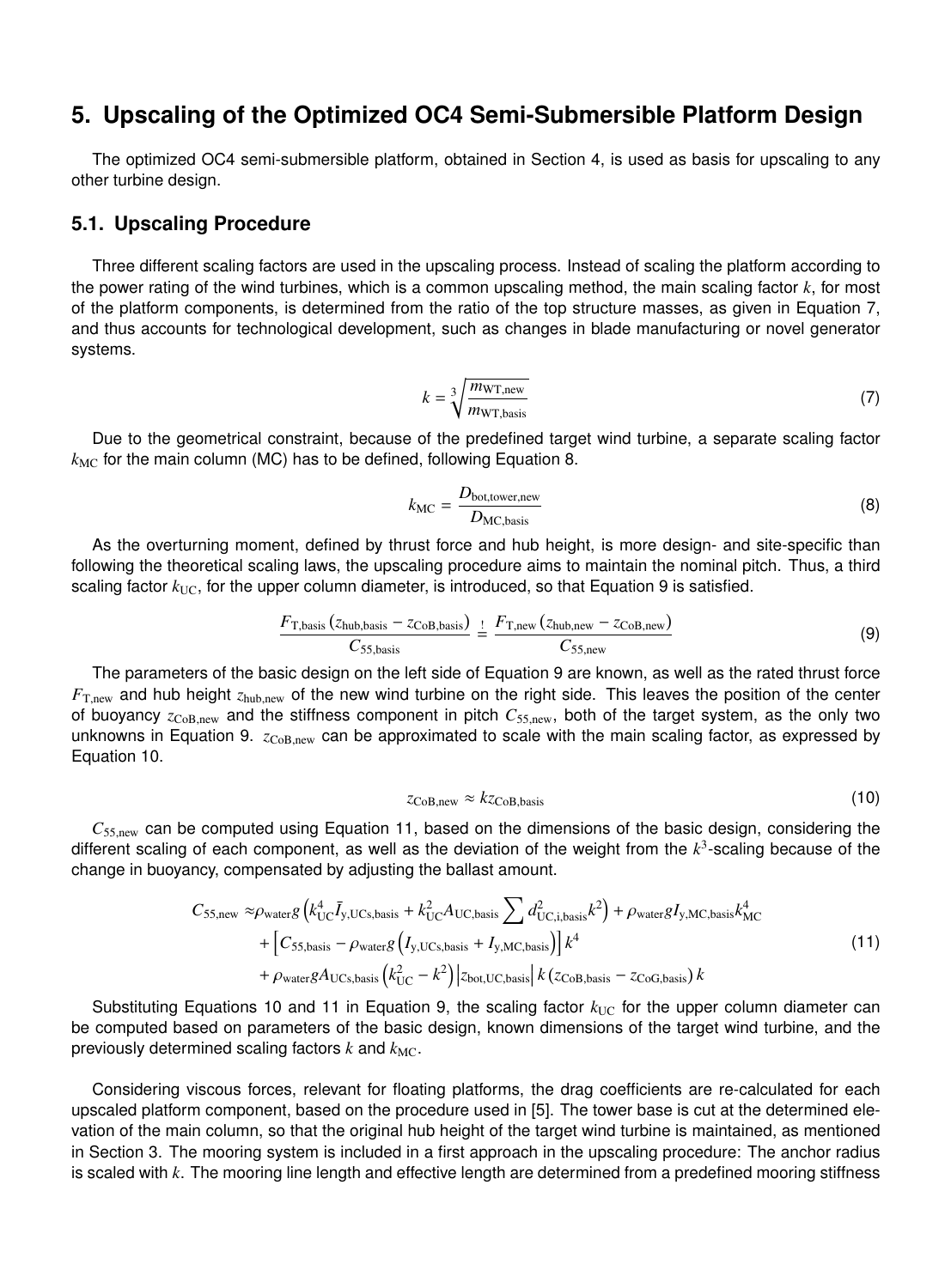## 5. Upscaling of the Optimized OC4 Semi-Submersible Platform Design

The optimized OC4 semi-submersible platform, obtained in Section 4, is used as basis for upscaling to any other turbine design.

### 5.1. Upscaling Procedure

Three different scaling factors are used in the upscaling process. Instead of scaling the platform according to the power rating of the wind turbines, which is a common upscaling method, the main scaling factor $k$, for most of the platform components, is determined from the ratio of the top structure masses, as given in Equation 7, and thus accounts for technological development, such as changes in blade manufacturing or novel generator systems.

$$k = \sqrt[3]{\frac{m_{\mathrm{WT,new}}}{m_{\mathrm{WT,basis}}}} \tag{7}$$

Due to the geometrical constraint, because of the predefined target wind turbine, a separate scaling factor $k_{\mathrm{MC}}$ for the main column (MC) has to be defined, following Equation 8.

$$k_{\mathrm{MC}} = \frac{D_{\mathrm{bot,tower,new}}}{D_{\mathrm{MC,basis}}} \tag{8}$$

As the overturning moment, defined by thrust force and hub height, is more design- and site-specific than following the theoretical scaling laws, the upscaling procedure aims to maintain the nominal pitch. Thus, a third scaling factor $k_{\mathrm{UC}}$, for the upper column diameter, is introduced, so that Equation 9 is satisfied.

$$\frac{F_{\mathrm{T,basis}}\left(z_{\mathrm{hub,basis}} - z_{\mathrm{CoB,basis}}\right)}{C_{55,\mathrm{basis}}} \overset{!}{=} \frac{F_{\mathrm{T,new}}\left(z_{\mathrm{hub,new}} - z_{\mathrm{CoB,new}}\right)}{C_{55,\mathrm{new}}} \tag{9}$$

The parameters of the basic design on the left side of Equation 9 are known, as well as the rated thrust force $F_{\mathrm{T,new}}$ and hub height $z_{\mathrm{hub,new}}$ of the new wind turbine on the right side. This leaves the position of the center of buoyancy $z_{\mathrm{CoB,new}}$ and the stiffness component in pitch $C_{55,\mathrm{new}}$, both of the target system, as the only two unknowns in Equation 9. $z_{\mathrm{CoB,new}}$ can be approximated to scale with the main scaling factor, as expressed by Equation 10.

$$z_{\mathrm{CoB,new}} \approx k z_{\mathrm{CoB,basis}} \tag{10}$$

$C_{55,\mathrm{new}}$ can be computed using Equation 11, based on the dimensions of the basic design, considering the different scaling of each component, as well as the deviation of the weight from the $k^3$-scaling because of the change in buoyancy, compensated by adjusting the ballast amount.

$$\begin{aligned}
C_{55,\mathrm{new}} \approx\, & \rho_{\mathrm{water}} g \left(k_{\mathrm{UC}}^4 \bar{I}_{\mathrm{y,UCs,basis}} + k_{\mathrm{UC}}^2 A_{\mathrm{UC,basis}} \sum d_{\mathrm{UC,i,basis}}^2 k^2\right) + \rho_{\mathrm{water}} g I_{\mathrm{y,MC,basis}} k_{\mathrm{MC}}^4 \\
& + \left[C_{55,\mathrm{basis}} - \rho_{\mathrm{water}} g \left(I_{\mathrm{y,UCs,basis}} + I_{\mathrm{y,MC,basis}}\right)\right] k^4 \\
& + \rho_{\mathrm{water}} g A_{\mathrm{UCs,basis}} \left(k_{\mathrm{UC}}^2 - k^2\right) \left|z_{\mathrm{bot,UC,basis}}\right| k \left(z_{\mathrm{CoB,basis}} - z_{\mathrm{CoG,basis}}\right) k
\end{aligned} \tag{11}$$

Substituting Equations 10 and 11 in Equation 9, the scaling factor $k_{\mathrm{UC}}$ for the upper column diameter can be computed based on parameters of the basic design, known dimensions of the target wind turbine, and the previously determined scaling factors $k$ and $k_{\mathrm{MC}}$.

Considering viscous forces, relevant for floating platforms, the drag coefficients are re-calculated for each upscaled platform component, based on the procedure used in [5]. The tower base is cut at the determined elevation of the main column, so that the original hub height of the target wind turbine is maintained, as mentioned in Section 3. The mooring system is included in a first approach in the upscaling procedure: The anchor radius is scaled with $k$. The mooring line length and effective length are determined from a predefined mooring stiffness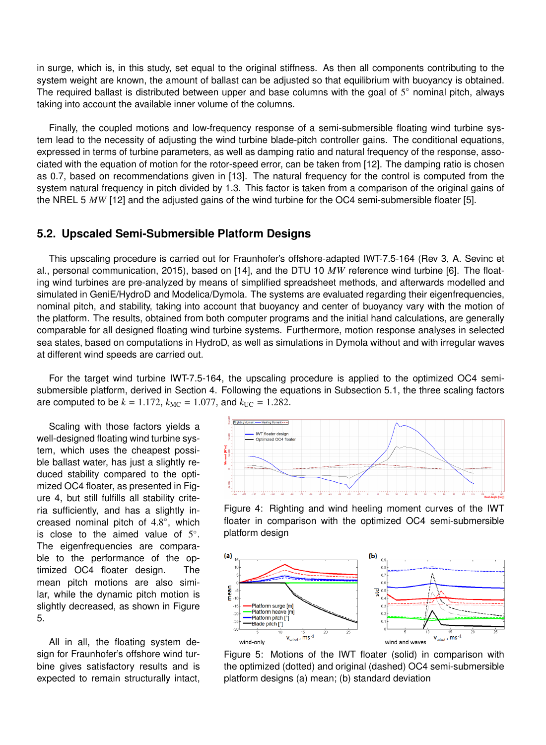in surge, which is, in this study, set equal to the original stiffness. As then all components contributing to the system weight are known, the amount of ballast can be adjusted so that equilibrium with buoyancy is obtained. The required ballast is distributed between upper and base columns with the goal of 5° nominal pitch, always taking into account the available inner volume of the columns.

Finally, the coupled motions and low-frequency response of a semi-submersible floating wind turbine system lead to the necessity of adjusting the wind turbine blade-pitch controller gains. The conditional equations, expressed in terms of turbine parameters, as well as damping ratio and natural frequency of the response, associated with the equation of motion for the rotor-speed error, can be taken from [12]. The damping ratio is chosen as 0.7, based on recommendations given in [13]. The natural frequency for the control is computed from the system natural frequency in pitch divided by 1.3. This factor is taken from a comparison of the original gains of the NREL 5 $MW$ [12] and the adjusted gains of the wind turbine for the OC4 semi-submersible floater [5].

## 5.2. Upscaled Semi-Submersible Platform Designs

This upscaling procedure is carried out for Fraunhofer's offshore-adapted IWT-7.5-164 (Rev 3, A. Sevinc et al., personal communication, 2015), based on [14], and the DTU 10 $MW$ reference wind turbine [6]. The floating wind turbines are pre-analyzed by means of simplified spreadsheet methods, and afterwards modelled and simulated in GeniE/HydroD and Modelica/Dymola. The systems are evaluated regarding their eigenfrequencies, nominal pitch, and stability, taking into account that buoyancy and center of buoyancy vary with the motion of the platform. The results, obtained from both computer programs and the initial hand calculations, are generally comparable for all designed floating wind turbine systems. Furthermore, motion response analyses in selected sea states, based on computations in HydroD, as well as simulations in Dymola without and with irregular waves at different wind speeds are carried out.

For the target wind turbine IWT-7.5-164, the upscaling procedure is applied to the optimized OC4 semi-submersible platform, derived in Section 4. Following the equations in Subsection 5.1, the three scaling factors are computed to be $k = 1.172$, $k_{\mathrm{MC}} = 1.077$, and $k_{\mathrm{UC}} = 1.282$.

Scaling with those factors yields a well-designed floating wind turbine system, which uses the cheapest possible ballast water, has just a slightly reduced stability compared to the optimized OC4 floater, as presented in Figure 4, but still fulfills all stability criteria sufficiently, and has a slightly increased nominal pitch of 4.8°, which is close to the aimed value of 5°. The eigenfrequencies are comparable to the performance of the optimized OC4 floater design. The mean pitch motions are also similar, while the dynamic pitch motion is slightly decreased, as shown in Figure 5.

All in all, the floating system design for Fraunhofer's offshore wind turbine gives satisfactory results and is expected to remain structurally intact,

Figure 4: Righting and wind heeling moment curves of the IWT floater in comparison with the optimized OC4 semi-submersible platform design

Figure 5: Motions of the IWT floater (solid) in comparison with the optimized (dotted) and original (dashed) OC4 semi-submersible platform designs (a) mean; (b) standard deviation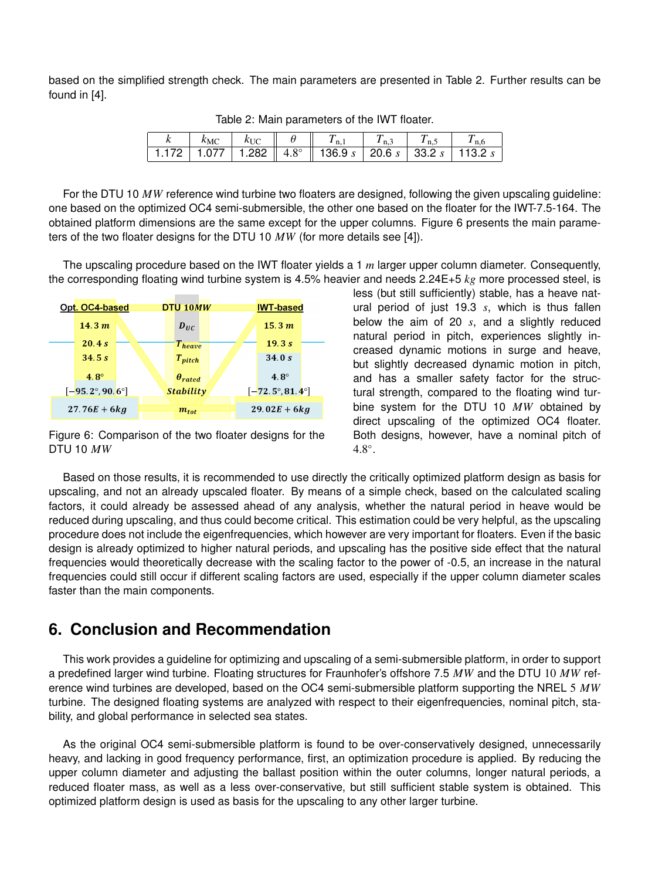based on the simplified strength check. The main parameters are presented in Table 2. Further results can be found in [4].

Table 2: Main parameters of the IWT floater.

| $k$ | $k_{\mathrm{MC}}$ | $k_{\mathrm{UC}}$ | $\theta$ | $T_{\mathrm{n},1}$ | $T_{\mathrm{n},3}$ | $T_{\mathrm{n},5}$ | $T_{\mathrm{n},6}$ |
|---|---|---|---|---|---|---|---|
| 1.172 | 1.077 | 1.282 | 4.8° | 136.9 $s$ | 20.6 $s$ | 33.2 $s$ | 113.2 $s$ |

For the DTU 10 $MW$ reference wind turbine two floaters are designed, following the given upscaling guideline: one based on the optimized OC4 semi-submersible, the other one based on the floater for the IWT-7.5-164. The obtained platform dimensions are the same except for the upper columns. Figure 6 presents the main parameters of the two floater designs for the DTU 10 $MW$ (for more details see [4]).

The upscaling procedure based on the IWT floater yields a 1 $m$ larger upper column diameter. Consequently, the corresponding floating wind turbine system is 4.5% heavier and needs 2.24E+5 $kg$ more processed steel, is less (but still sufficiently) stable, has a heave natural period of just 19.3 $s$, which is thus fallen below the aim of 20 $s$, and a slightly reduced natural period in pitch, experiences slightly increased dynamic motions in surge and heave, but slightly decreased dynamic motion in pitch, and has a smaller safety factor for the structural strength, compared to the floating wind turbine system for the DTU 10 $MW$ obtained by direct upscaling of the optimized OC4 floater. Both designs, however, have a nominal pitch of $4.8°$.

| Opt. OC4-based | DTU 10$MW$ | IWT-based |
|---|---|---|
| $14.3\ m$ | $D_{UC}$ | $15.3\ m$ |
| $20.4\ s$ | $T_{heave}$ | $19.3\ s$ |
| $34.5\ s$ | $T_{pitch}$ | $34.0\ s$ |
| $4.8°$ | $\theta_{rated}$ | $4.8°$ |
| $[-95.2°, 90.6°]$ | *Stability* | $[-72.5°, 81.4°]$ |
| $27.76E+6kg$ | $m_{tot}$ | $29.02E+6kg$ |

Figure 6: Comparison of the two floater designs for the DTU 10 $MW$

Based on those results, it is recommended to use directly the critically optimized platform design as basis for upscaling, and not an already upscaled floater. By means of a simple check, based on the calculated scaling factors, it could already be assessed ahead of any analysis, whether the natural period in heave would be reduced during upscaling, and thus could become critical. This estimation could be very helpful, as the upscaling procedure does not include the eigenfrequencies, which however are very important for floaters. Even if the basic design is already optimized to higher natural periods, and upscaling has the positive side effect that the natural frequencies would theoretically decrease with the scaling factor to the power of -0.5, an increase in the natural frequencies could still occur if different scaling factors are used, especially if the upper column diameter scales faster than the main components.

## 6. Conclusion and Recommendation

This work provides a guideline for optimizing and upscaling of a semi-submersible platform, in order to support a predefined larger wind turbine. Floating structures for Fraunhofer's offshore 7.5 $MW$ and the DTU 10 $MW$ reference wind turbines are developed, based on the OC4 semi-submersible platform supporting the NREL 5 $MW$ turbine. The designed floating systems are analyzed with respect to their eigenfrequencies, nominal pitch, stability, and global performance in selected sea states.

As the original OC4 semi-submersible platform is found to be over-conservatively designed, unnecessarily heavy, and lacking in good frequency performance, first, an optimization procedure is applied. By reducing the upper column diameter and adjusting the ballast position within the outer columns, longer natural periods, a reduced floater mass, as well as a less over-conservative, but still sufficient stable system is obtained. This optimized platform design is used as basis for the upscaling to any other larger turbine.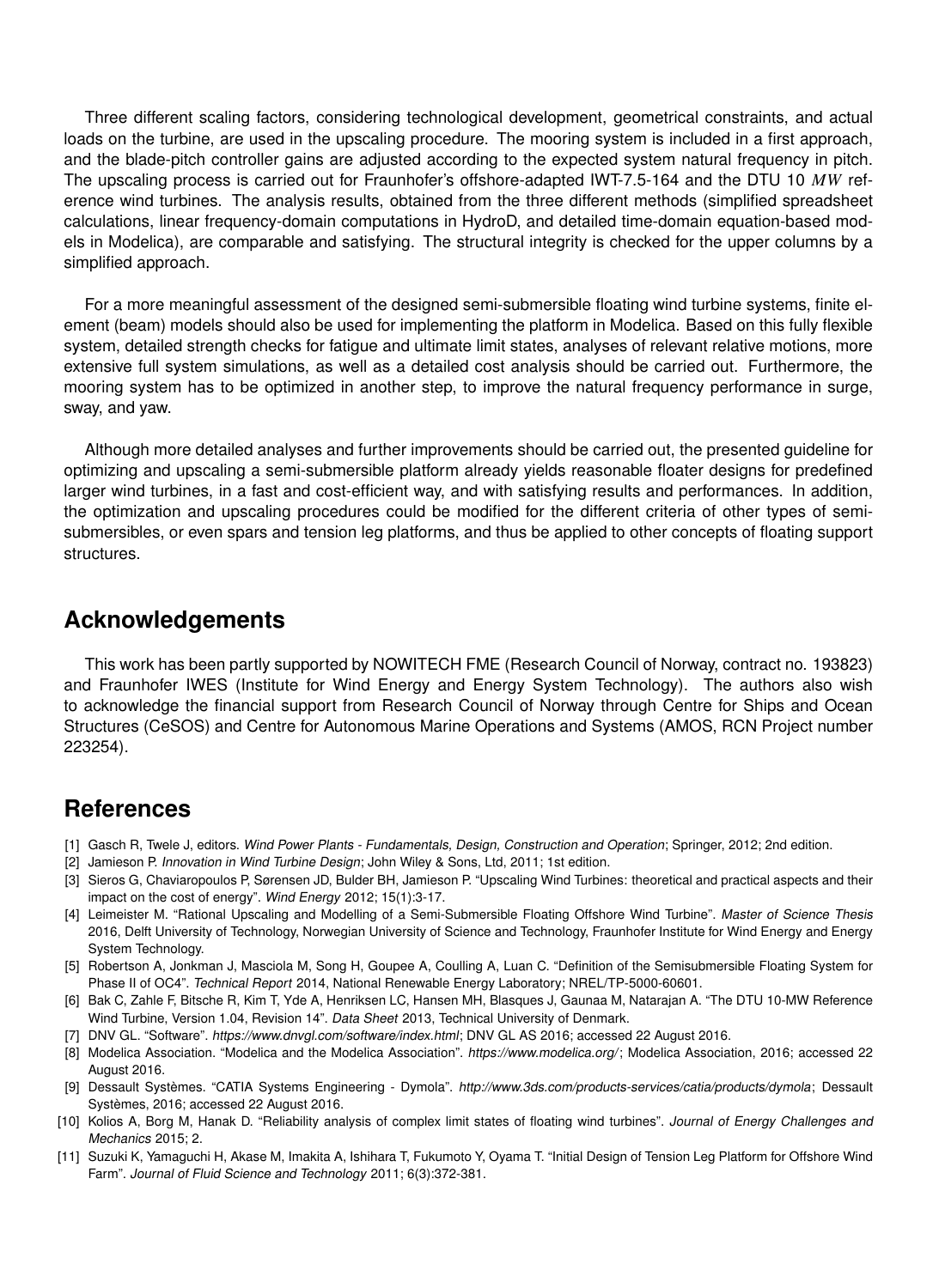Three different scaling factors, considering technological development, geometrical constraints, and actual loads on the turbine, are used in the upscaling procedure. The mooring system is included in a first approach, and the blade-pitch controller gains are adjusted according to the expected system natural frequency in pitch. The upscaling process is carried out for Fraunhofer's offshore-adapted IWT-7.5-164 and the DTU 10 $MW$ reference wind turbines. The analysis results, obtained from the three different methods (simplified spreadsheet calculations, linear frequency-domain computations in HydroD, and detailed time-domain equation-based models in Modelica), are comparable and satisfying. The structural integrity is checked for the upper columns by a simplified approach.

For a more meaningful assessment of the designed semi-submersible floating wind turbine systems, finite element (beam) models should also be used for implementing the platform in Modelica. Based on this fully flexible system, detailed strength checks for fatigue and ultimate limit states, analyses of relevant relative motions, more extensive full system simulations, as well as a detailed cost analysis should be carried out. Furthermore, the mooring system has to be optimized in another step, to improve the natural frequency performance in surge, sway, and yaw.

Although more detailed analyses and further improvements should be carried out, the presented guideline for optimizing and upscaling a semi-submersible platform already yields reasonable floater designs for predefined larger wind turbines, in a fast and cost-efficient way, and with satisfying results and performances. In addition, the optimization and upscaling procedures could be modified for the different criteria of other types of semi-submersibles, or even spars and tension leg platforms, and thus be applied to other concepts of floating support structures.

## Acknowledgements

This work has been partly supported by NOWITECH FME (Research Council of Norway, contract no. 193823) and Fraunhofer IWES (Institute for Wind Energy and Energy System Technology). The authors also wish to acknowledge the financial support from Research Council of Norway through Centre for Ships and Ocean Structures (CeSOS) and Centre for Autonomous Marine Operations and Systems (AMOS, RCN Project number 223254).

## References

[1] Gasch R, Twele J, editors. *Wind Power Plants - Fundamentals, Design, Construction and Operation*; Springer, 2012; 2nd edition.

[2] Jamieson P. *Innovation in Wind Turbine Design*; John Wiley & Sons, Ltd, 2011; 1st edition.

[3] Sieros G, Chaviaropoulos P, Sørensen JD, Bulder BH, Jamieson P. "Upscaling Wind Turbines: theoretical and practical aspects and their impact on the cost of energy". *Wind Energy* 2012; 15(1):3-17.

[4] Leimeister M. "Rational Upscaling and Modelling of a Semi-Submersible Floating Offshore Wind Turbine". *Master of Science Thesis* 2016, Delft University of Technology, Norwegian University of Science and Technology, Fraunhofer Institute for Wind Energy and Energy System Technology.

[5] Robertson A, Jonkman J, Masciola M, Song H, Goupee A, Coulling A, Luan C. "Definition of the Semisubmersible Floating System for Phase II of OC4". *Technical Report* 2014, National Renewable Energy Laboratory; NREL/TP-5000-60601.

[6] Bak C, Zahle F, Bitsche R, Kim T, Yde A, Henriksen LC, Hansen MH, Blasques J, Gaunaa M, Natarajan A. "The DTU 10-MW Reference Wind Turbine, Version 1.04, Revision 14". *Data Sheet* 2013, Technical University of Denmark.

[7] DNV GL. "Software". *https://www.dnvgl.com/software/index.html*; DNV GL AS 2016; accessed 22 August 2016.

[8] Modelica Association. "Modelica and the Modelica Association". *https://www.modelica.org/*; Modelica Association, 2016; accessed 22 August 2016.

[9] Dessault Systèmes. "CATIA Systems Engineering - Dymola". *http://www.3ds.com/products-services/catia/products/dymola*; Dessault Systèmes, 2016; accessed 22 August 2016.

[10] Kolios A, Borg M, Hanak D. "Reliability analysis of complex limit states of floating wind turbines". *Journal of Energy Challenges and Mechanics* 2015; 2.

[11] Suzuki K, Yamaguchi H, Akase M, Imakita A, Ishihara T, Fukumoto Y, Oyama T. "Initial Design of Tension Leg Platform for Offshore Wind Farm". *Journal of Fluid Science and Technology* 2011; 6(3):372-381.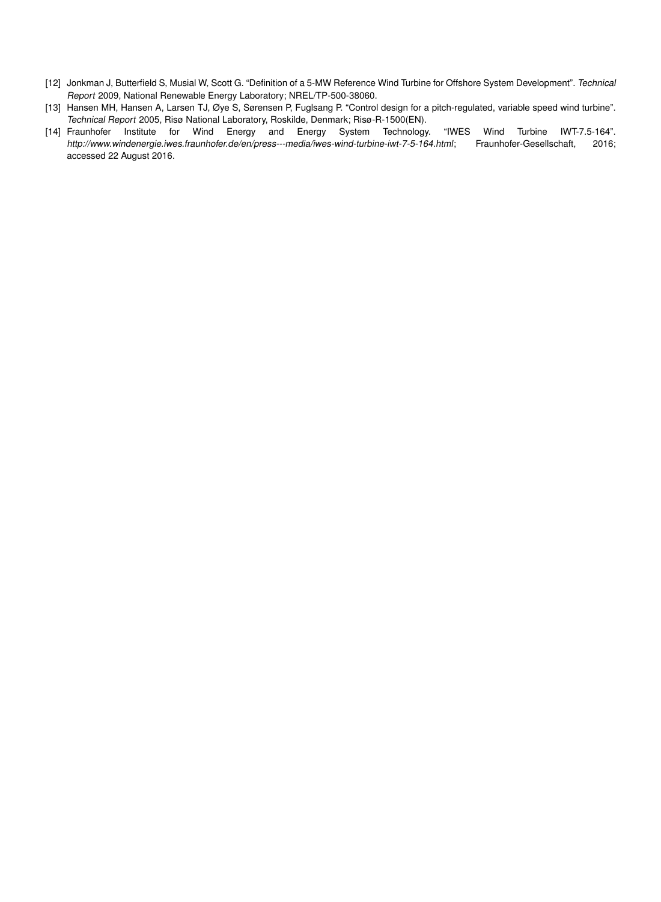[12] Jonkman J, Butterfield S, Musial W, Scott G. "Definition of a 5-MW Reference Wind Turbine for Offshore System Development". *Technical Report* 2009, National Renewable Energy Laboratory; NREL/TP-500-38060.

[13] Hansen MH, Hansen A, Larsen TJ, Øye S, Sørensen P, Fuglsang P. "Control design for a pitch-regulated, variable speed wind turbine". *Technical Report* 2005, Risø National Laboratory, Roskilde, Denmark; Risø-R-1500(EN).

[14] Fraunhofer Institute for Wind Energy and Energy System Technology. "IWES Wind Turbine IWT-7.5-164". *http://www.windenergie.iwes.fraunhofer.de/en/press---media/iwes-wind-turbine-iwt-7-5-164.html*; Fraunhofer-Gesellschaft, 2016; accessed 22 August 2016.